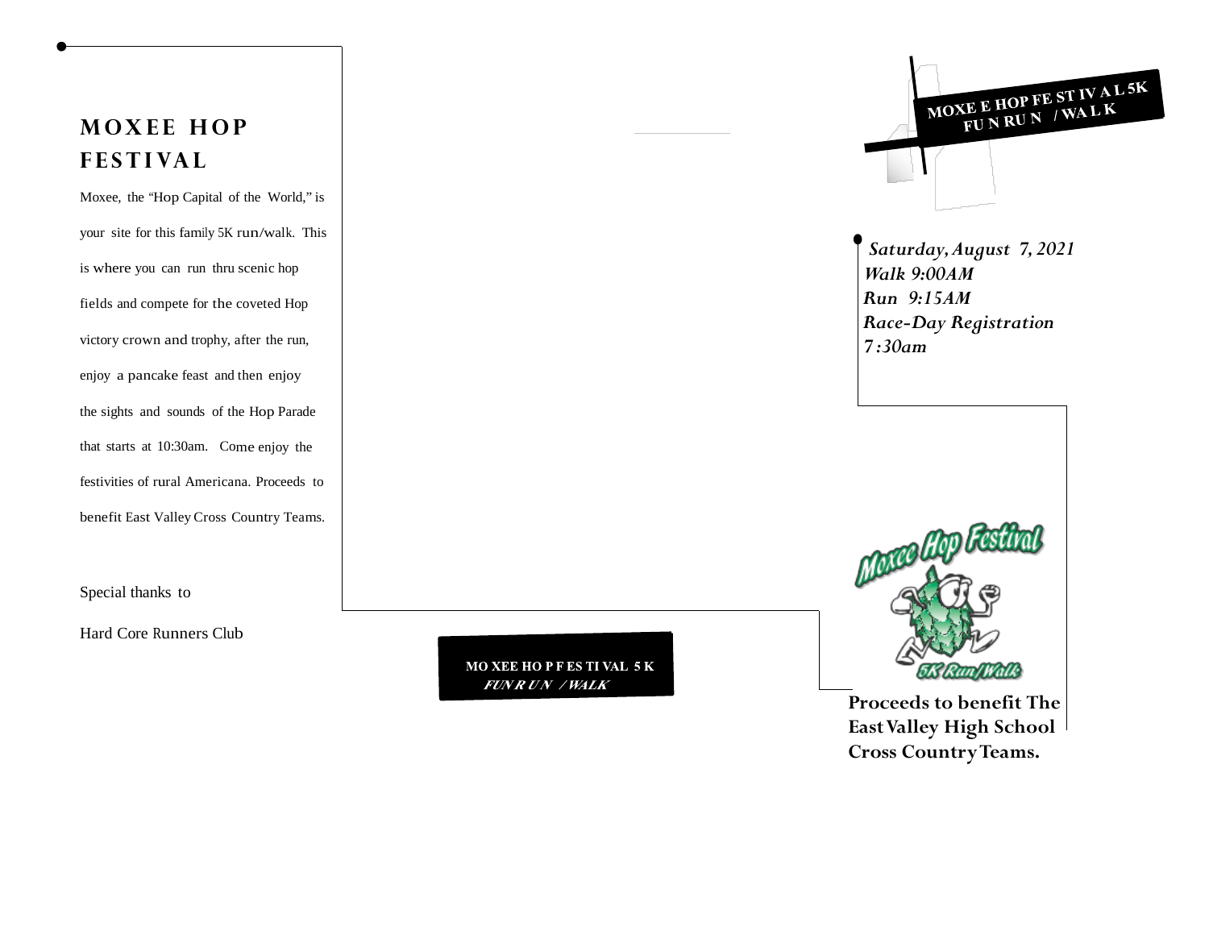# MOXEE HOP FESTIVAL

Moxee, the "Hop Capital of the World," is your site for this family 5K run/walk. This is where you can run thru scenic hop fields and compete for the coveted Hop victory crown and trophy, after the run, enjoy a pancake feast and then enjoy the sights and sounds of the Hop Parade that starts at 10:30am. Come enjoy the festivities of rural Americana. Proceeds to benefit East Valley Cross Country Teams.

Special thanks to

Hard Core Runners Club

**MOXEE HOP FESTIVAL 5K FUN RUN / WALK**

**MOXEE HOP FESTIVAL 5K FUN RUN / WALK**

***Saturday, August 7, 2021***
***Walk 9:00AM***
***Run 9:15AM***
***Race-Day Registration 7:30am***

Moxee Hop Festival

5K Run/Walk

**Proceeds to benefit The East Valley High School Cross Country Teams.**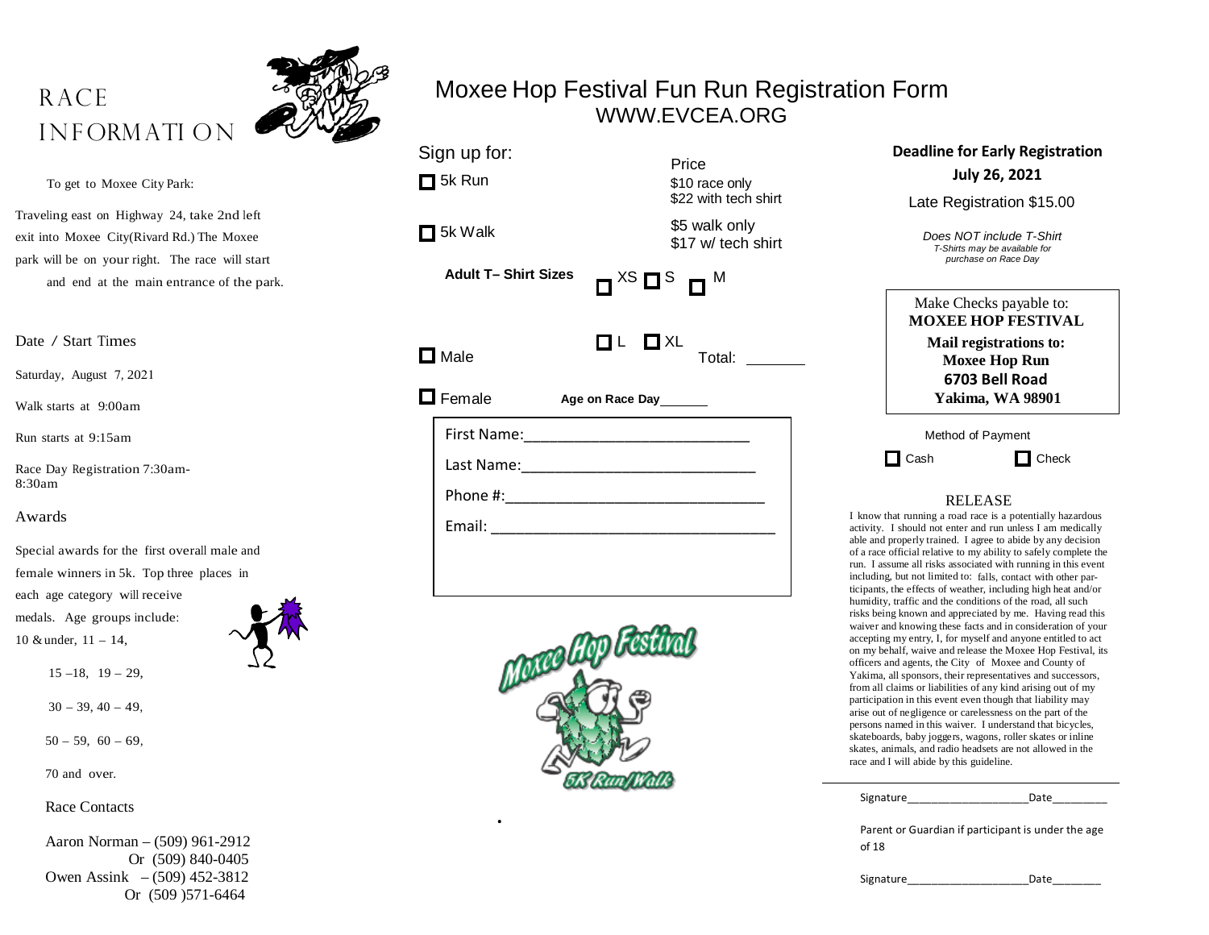# RACE INFORMATION

To get to Moxee City Park:

Traveling east on Highway 24, take 2nd left exit into Moxee City(Rivard Rd.) The Moxee park will be on your right. The race will start and end at the main entrance of the park.

## Date / Start Times

Saturday, August 7, 2021

Walk starts at 9:00am

Run starts at 9:15am

Race Day Registration 7:30am-8:30am

## Awards

Special awards for the first overall male and female winners in 5k. Top three places in each age category will receive medals. Age groups include: 10 & under, 11 – 14,

15 –18, 19 – 29,

30 – 39, 40 – 49,

50 – 59, 60 – 69,

70 and over.

## Race Contacts

Aaron Norman – (509) 961-2912
Or (509) 840-0405

Owen Assink – (509) 452-3812
Or (509 )571-6464

# Moxee Hop Festival Fun Run Registration Form

WWW.EVCEA.ORG

| Sign up for: | Price |
|---|---|
| ☐ 5k Run | $10 race only<br>$22 with tech shirt |
| ☐ 5k Walk | $5 walk only<br>$17 w/ tech shirt |

**Adult T– Shirt Sizes** ☐ XS ☐ S ☐ M ☐ L ☐ XL

☐ Male

Total: _______

☐ Female **Age on Race Day**_______

First Name:___________________________

Last Name:____________________________

Phone #:_______________________________

Email: __________________________________

Moxee Hop Festival

5K Run/Walk

**Deadline for Early Registration**

**July 26, 2021**

Late Registration $15.00

*Does NOT include T-Shirt*
*T-Shirts may be available for purchase on Race Day*

Make Checks payable to:
**MOXEE HOP FESTIVAL**

**Mail registrations to:**
**Moxee Hop Run**
**6703 Bell Road**
**Yakima, WA 98901**

Method of Payment

☐ Cash ☐ Check

## RELEASE

I know that running a road race is a potentially hazardous activity. I should not enter and run unless I am medically able and properly trained. I agree to abide by any decision of a race official relative to my ability to safely complete the run. I assume all risks associated with running in this event including, but not limited to: falls, contact with other participants, the effects of weather, including high heat and/or humidity, traffic and the conditions of the road, all such risks being known and appreciated by me. Having read this waiver and knowing these facts and in consideration of your accepting my entry, I, for myself and anyone entitled to act on my behalf, waive and release the Moxee Hop Festival, its officers and agents, the City of Moxee and County of Yakima, all sponsors, their representatives and successors, from all claims or liabilities of any kind arising out of my participation in this event even though that liability may arise out of negligence or carelessness on the part of the persons named in this waiver. I understand that bicycles, skateboards, baby joggers, wagons, roller skates or inline skates, animals, and radio headsets are not allowed in the race and I will abide by this guideline.

Signature____________________Date_________

Parent or Guardian if participant is under the age of 18

Signature____________________Date________